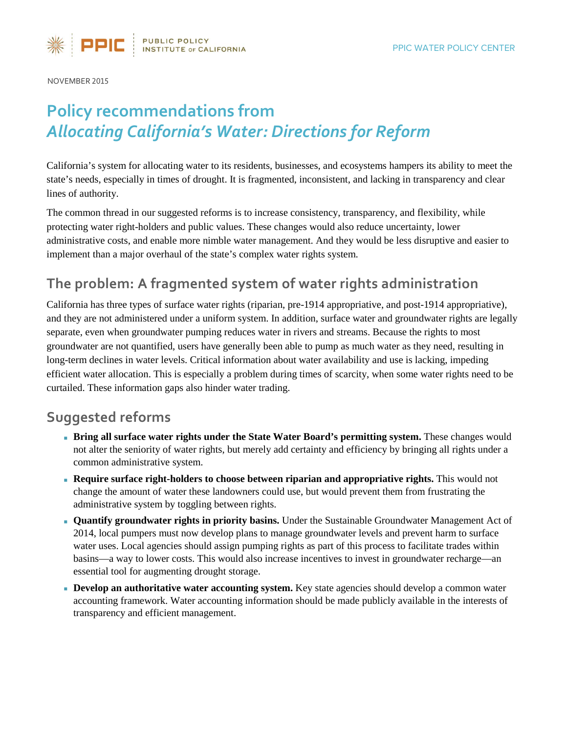NOVEMBER 2015

# Policy recommendations from *Allocating California's Water: Directions for Reform*

California's system for allocating water to its residents, businesses, and ecosystems hampers its ability to meet the state's needs, especially in times of drought. It is fragmented, inconsistent, and lacking in transparency and clear lines of authority.

The common thread in our suggested reforms is to increase consistency, transparency, and flexibility, while protecting water right-holders and public values. These changes would also reduce uncertainty, lower administrative costs, and enable more nimble water management. And they would be less disruptive and easier to implement than a major overhaul of the state's complex water rights system.

## The problem: A fragmented system of water rights administration

California has three types of surface water rights (riparian, pre-1914 appropriative, and post-1914 appropriative), and they are not administered under a uniform system. In addition, surface water and groundwater rights are legally separate, even when groundwater pumping reduces water in rivers and streams. Because the rights to most groundwater are not quantified, users have generally been able to pump as much water as they need, resulting in long-term declines in water levels. Critical information about water availability and use is lacking, impeding efficient water allocation. This is especially a problem during times of scarcity, when some water rights need to be curtailed. These information gaps also hinder water trading.

## Suggested reforms

- **Bring all surface water rights under the State Water Board's permitting system.** These changes would not alter the seniority of water rights, but merely add certainty and efficiency by bringing all rights under a common administrative system.
- **Require surface right-holders to choose between riparian and appropriative rights.** This would not change the amount of water these landowners could use, but would prevent them from frustrating the administrative system by toggling between rights.
- **Quantify groundwater rights in priority basins.** Under the Sustainable Groundwater Management Act of 2014, local pumpers must now develop plans to manage groundwater levels and prevent harm to surface water uses. Local agencies should assign pumping rights as part of this process to facilitate trades within basins—a way to lower costs. This would also increase incentives to invest in groundwater recharge—an essential tool for augmenting drought storage.
- **Develop an authoritative water accounting system.** Key state agencies should develop a common water accounting framework. Water accounting information should be made publicly available in the interests of transparency and efficient management.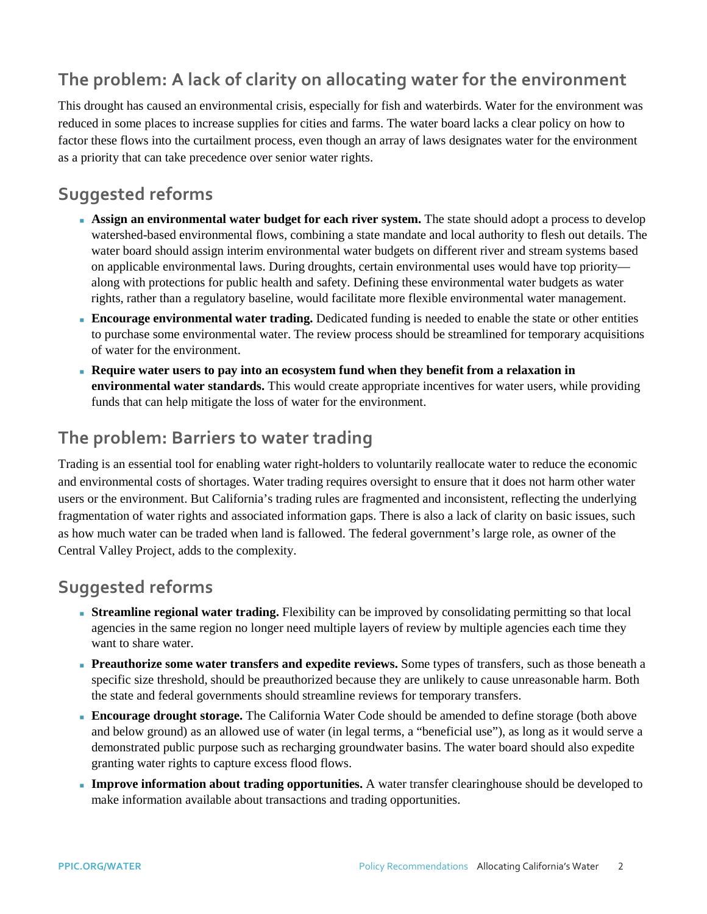## The problem: A lack of clarity on allocating water for the environment

This drought has caused an environmental crisis, especially for fish and waterbirds. Water for the environment was reduced in some places to increase supplies for cities and farms. The water board lacks a clear policy on how to factor these flows into the curtailment process, even though an array of laws designates water for the environment as a priority that can take precedence over senior water rights.

## Suggested reforms

- **Assign an environmental water budget for each river system.** The state should adopt a process to develop watershed-based environmental flows, combining a state mandate and local authority to flesh out details. The water board should assign interim environmental water budgets on different river and stream systems based on applicable environmental laws. During droughts, certain environmental uses would have top priority—along with protections for public health and safety. Defining these environmental water budgets as water rights, rather than a regulatory baseline, would facilitate more flexible environmental water management.
- **Encourage environmental water trading.** Dedicated funding is needed to enable the state or other entities to purchase some environmental water. The review process should be streamlined for temporary acquisitions of water for the environment.
- **Require water users to pay into an ecosystem fund when they benefit from a relaxation in environmental water standards.** This would create appropriate incentives for water users, while providing funds that can help mitigate the loss of water for the environment.

## The problem: Barriers to water trading

Trading is an essential tool for enabling water right-holders to voluntarily reallocate water to reduce the economic and environmental costs of shortages. Water trading requires oversight to ensure that it does not harm other water users or the environment. But California's trading rules are fragmented and inconsistent, reflecting the underlying fragmentation of water rights and associated information gaps. There is also a lack of clarity on basic issues, such as how much water can be traded when land is fallowed. The federal government's large role, as owner of the Central Valley Project, adds to the complexity.

## Suggested reforms

- **Streamline regional water trading.** Flexibility can be improved by consolidating permitting so that local agencies in the same region no longer need multiple layers of review by multiple agencies each time they want to share water.
- **Preauthorize some water transfers and expedite reviews.** Some types of transfers, such as those beneath a specific size threshold, should be preauthorized because they are unlikely to cause unreasonable harm. Both the state and federal governments should streamline reviews for temporary transfers.
- **Encourage drought storage.** The California Water Code should be amended to define storage (both above and below ground) as an allowed use of water (in legal terms, a "beneficial use"), as long as it would serve a demonstrated public purpose such as recharging groundwater basins. The water board should also expedite granting water rights to capture excess flood flows.
- **Improve information about trading opportunities.** A water transfer clearinghouse should be developed to make information available about transactions and trading opportunities.